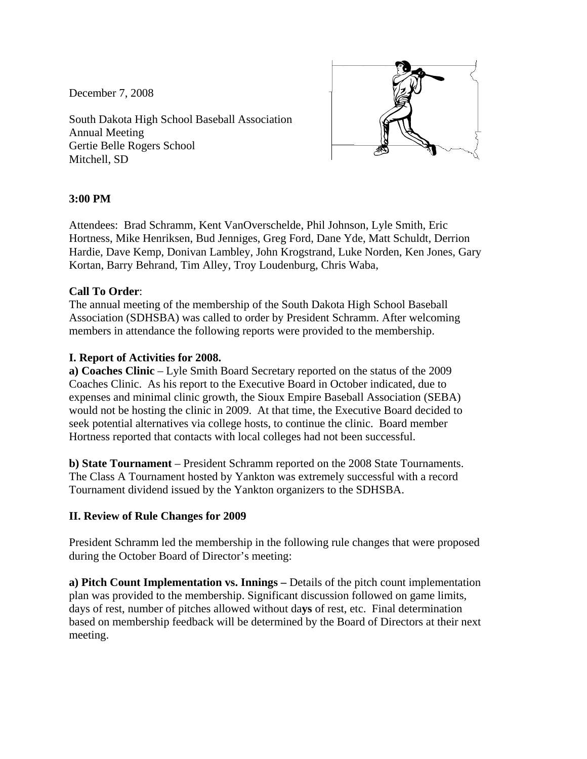December 7, 2008

South Dakota High School Baseball Association
Annual Meeting
Gertie Belle Rogers School
Mitchell, SD

**3:00 PM**

Attendees: Brad Schramm, Kent VanOverschelde, Phil Johnson, Lyle Smith, Eric Hortness, Mike Henriksen, Bud Jenniges, Greg Ford, Dane Yde, Matt Schuldt, Derrion Hardie, Dave Kemp, Donivan Lambley, John Krogstrand, Luke Norden, Ken Jones, Gary Kortan, Barry Behrand, Tim Alley, Troy Loudenburg, Chris Waba,

**Call To Order**:
The annual meeting of the membership of the South Dakota High School Baseball Association (SDHSBA) was called to order by President Schramm. After welcoming members in attendance the following reports were provided to the membership.

**I. Report of Activities for 2008.**

**a) Coaches Clinic** – Lyle Smith Board Secretary reported on the status of the 2009 Coaches Clinic. As his report to the Executive Board in October indicated, due to expenses and minimal clinic growth, the Sioux Empire Baseball Association (SEBA) would not be hosting the clinic in 2009. At that time, the Executive Board decided to seek potential alternatives via college hosts, to continue the clinic. Board member Hortness reported that contacts with local colleges had not been successful.

**b) State Tournament** – President Schramm reported on the 2008 State Tournaments. The Class A Tournament hosted by Yankton was extremely successful with a record Tournament dividend issued by the Yankton organizers to the SDHSBA.

**II. Review of Rule Changes for 2009**

President Schramm led the membership in the following rule changes that were proposed during the October Board of Director's meeting:

**a) Pitch Count Implementation vs. Innings –** Details of the pitch count implementation plan was provided to the membership. Significant discussion followed on game limits, days of rest, number of pitches allowed without days of rest, etc. Final determination based on membership feedback will be determined by the Board of Directors at their next meeting.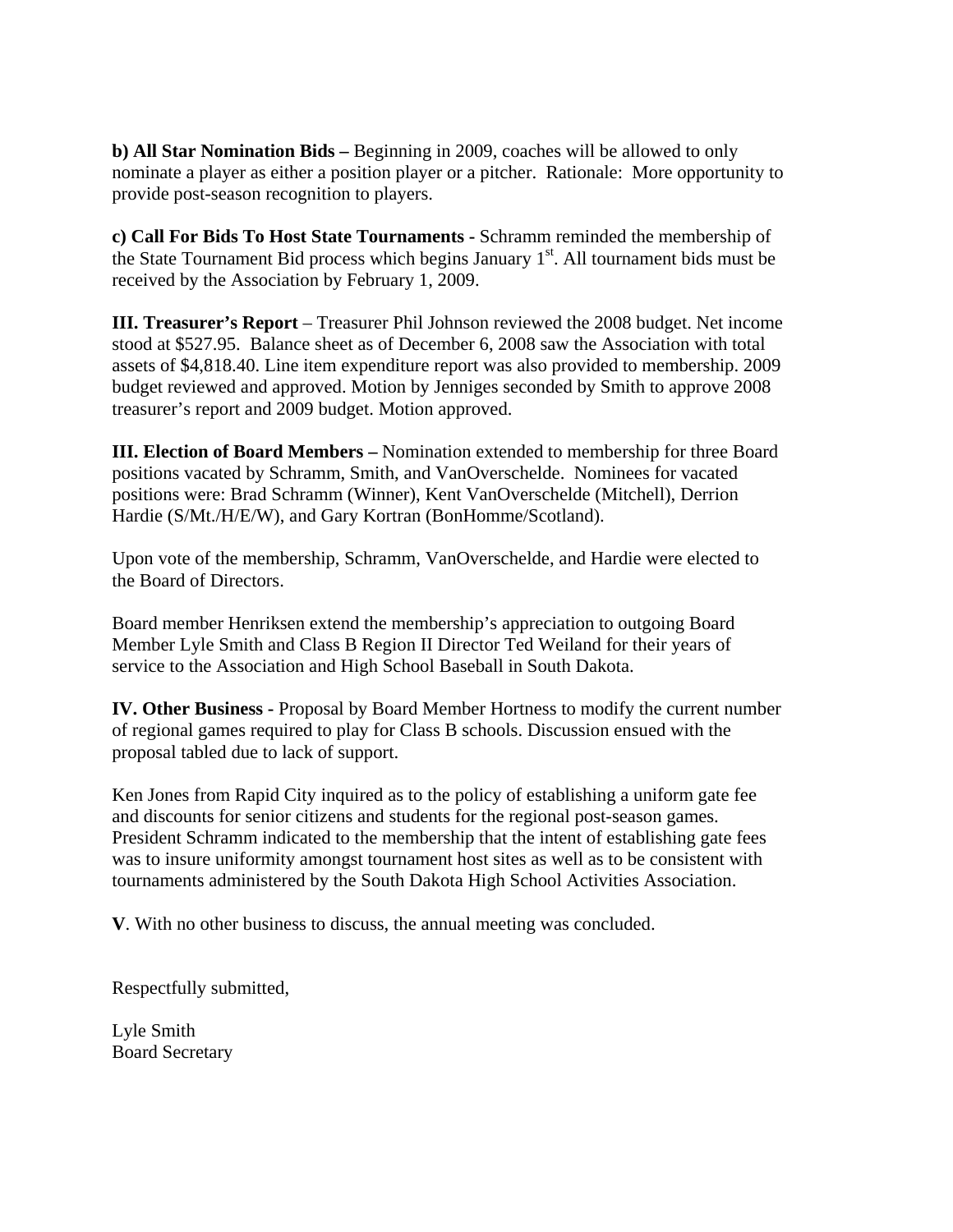**b) All Star Nomination Bids –** Beginning in 2009, coaches will be allowed to only nominate a player as either a position player or a pitcher. Rationale: More opportunity to provide post-season recognition to players.

**c) Call For Bids To Host State Tournaments -** Schramm reminded the membership of the State Tournament Bid process which begins January 1st. All tournament bids must be received by the Association by February 1, 2009.

**III. Treasurer's Report** – Treasurer Phil Johnson reviewed the 2008 budget. Net income stood at $527.95. Balance sheet as of December 6, 2008 saw the Association with total assets of $4,818.40. Line item expenditure report was also provided to membership. 2009 budget reviewed and approved. Motion by Jenniges seconded by Smith to approve 2008 treasurer's report and 2009 budget. Motion approved.

**III. Election of Board Members –** Nomination extended to membership for three Board positions vacated by Schramm, Smith, and VanOverschelde. Nominees for vacated positions were: Brad Schramm (Winner), Kent VanOverschelde (Mitchell), Derrion Hardie (S/Mt./H/E/W), and Gary Kortran (BonHomme/Scotland).

Upon vote of the membership, Schramm, VanOverschelde, and Hardie were elected to the Board of Directors.

Board member Henriksen extend the membership's appreciation to outgoing Board Member Lyle Smith and Class B Region II Director Ted Weiland for their years of service to the Association and High School Baseball in South Dakota.

**IV. Other Business -** Proposal by Board Member Hortness to modify the current number of regional games required to play for Class B schools. Discussion ensued with the proposal tabled due to lack of support.

Ken Jones from Rapid City inquired as to the policy of establishing a uniform gate fee and discounts for senior citizens and students for the regional post-season games. President Schramm indicated to the membership that the intent of establishing gate fees was to insure uniformity amongst tournament host sites as well as to be consistent with tournaments administered by the South Dakota High School Activities Association.

**V**. With no other business to discuss, the annual meeting was concluded.

Respectfully submitted,

Lyle Smith
Board Secretary